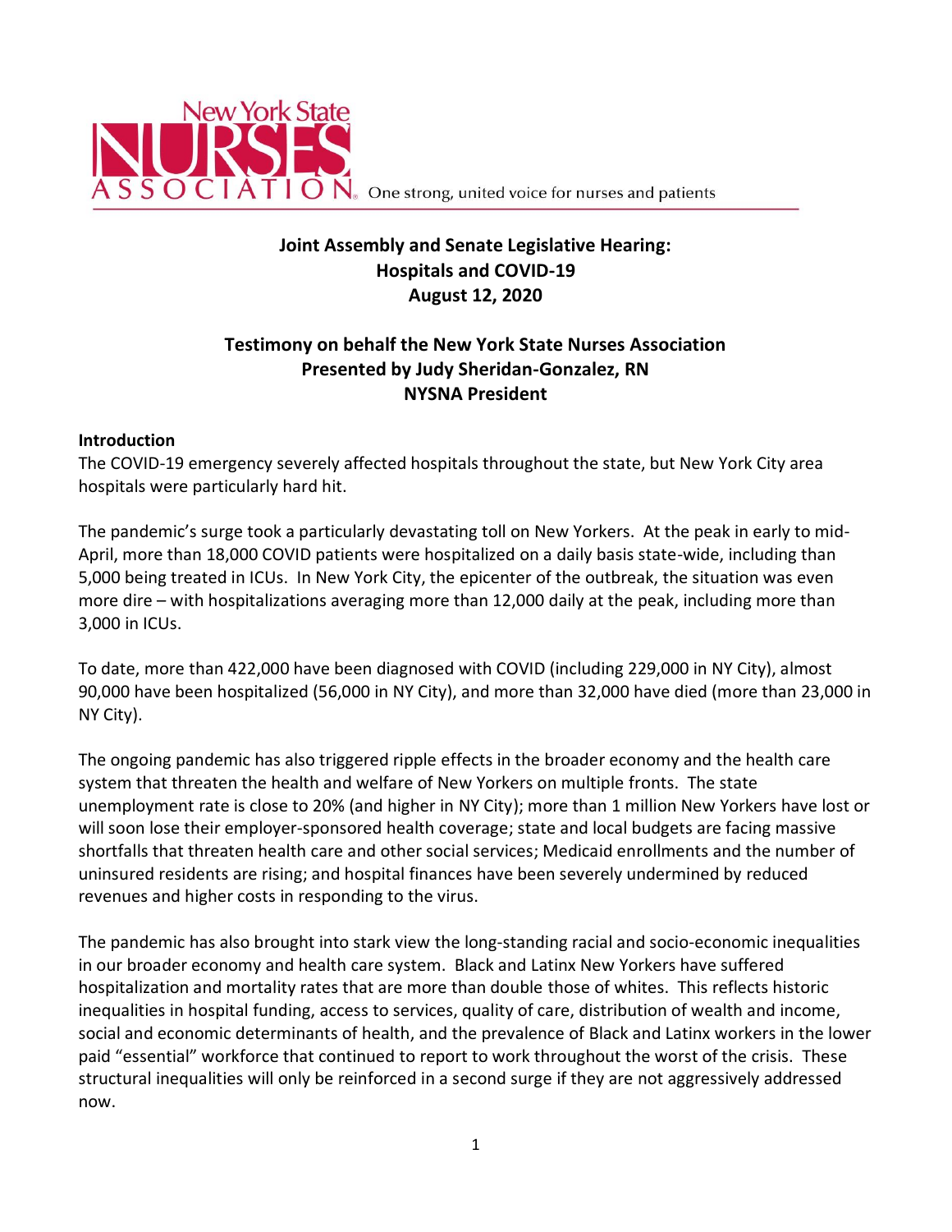New York State NURSES ASSOCIATION One strong, united voice for nurses and patients

# Joint Assembly and Senate Legislative Hearing: Hospitals and COVID-19 August 12, 2020

## Testimony on behalf the New York State Nurses Association Presented by Judy Sheridan-Gonzalez, RN NYSNA President

### Introduction

The COVID-19 emergency severely affected hospitals throughout the state, but New York City area hospitals were particularly hard hit.

The pandemic's surge took a particularly devastating toll on New Yorkers. At the peak in early to mid-April, more than 18,000 COVID patients were hospitalized on a daily basis state-wide, including than 5,000 being treated in ICUs. In New York City, the epicenter of the outbreak, the situation was even more dire – with hospitalizations averaging more than 12,000 daily at the peak, including more than 3,000 in ICUs.

To date, more than 422,000 have been diagnosed with COVID (including 229,000 in NY City), almost 90,000 have been hospitalized (56,000 in NY City), and more than 32,000 have died (more than 23,000 in NY City).

The ongoing pandemic has also triggered ripple effects in the broader economy and the health care system that threaten the health and welfare of New Yorkers on multiple fronts. The state unemployment rate is close to 20% (and higher in NY City); more than 1 million New Yorkers have lost or will soon lose their employer-sponsored health coverage; state and local budgets are facing massive shortfalls that threaten health care and other social services; Medicaid enrollments and the number of uninsured residents are rising; and hospital finances have been severely undermined by reduced revenues and higher costs in responding to the virus.

The pandemic has also brought into stark view the long-standing racial and socio-economic inequalities in our broader economy and health care system. Black and Latinx New Yorkers have suffered hospitalization and mortality rates that are more than double those of whites. This reflects historic inequalities in hospital funding, access to services, quality of care, distribution of wealth and income, social and economic determinants of health, and the prevalence of Black and Latinx workers in the lower paid "essential" workforce that continued to report to work throughout the worst of the crisis. These structural inequalities will only be reinforced in a second surge if they are not aggressively addressed now.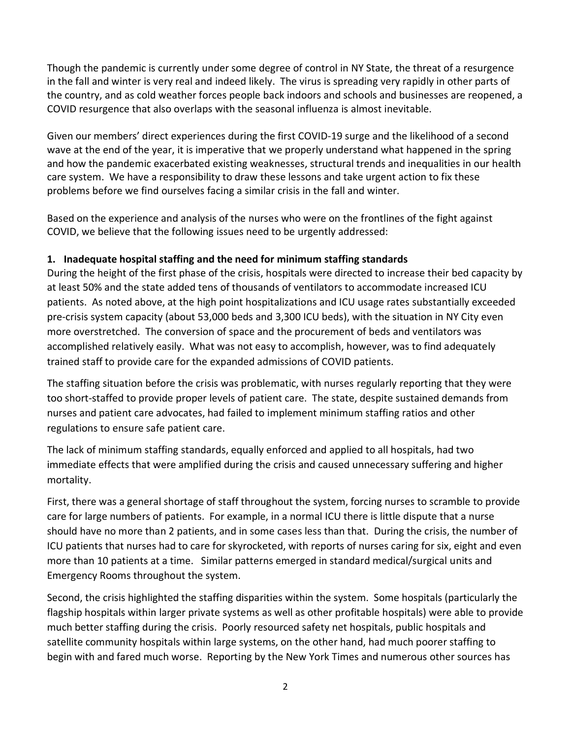Though the pandemic is currently under some degree of control in NY State, the threat of a resurgence in the fall and winter is very real and indeed likely. The virus is spreading very rapidly in other parts of the country, and as cold weather forces people back indoors and schools and businesses are reopened, a COVID resurgence that also overlaps with the seasonal influenza is almost inevitable.

Given our members' direct experiences during the first COVID-19 surge and the likelihood of a second wave at the end of the year, it is imperative that we properly understand what happened in the spring and how the pandemic exacerbated existing weaknesses, structural trends and inequalities in our health care system. We have a responsibility to draw these lessons and take urgent action to fix these problems before we find ourselves facing a similar crisis in the fall and winter.

Based on the experience and analysis of the nurses who were on the frontlines of the fight against COVID, we believe that the following issues need to be urgently addressed:

**1. Inadequate hospital staffing and the need for minimum staffing standards**

During the height of the first phase of the crisis, hospitals were directed to increase their bed capacity by at least 50% and the state added tens of thousands of ventilators to accommodate increased ICU patients. As noted above, at the high point hospitalizations and ICU usage rates substantially exceeded pre-crisis system capacity (about 53,000 beds and 3,300 ICU beds), with the situation in NY City even more overstretched. The conversion of space and the procurement of beds and ventilators was accomplished relatively easily. What was not easy to accomplish, however, was to find adequately trained staff to provide care for the expanded admissions of COVID patients.

The staffing situation before the crisis was problematic, with nurses regularly reporting that they were too short-staffed to provide proper levels of patient care. The state, despite sustained demands from nurses and patient care advocates, had failed to implement minimum staffing ratios and other regulations to ensure safe patient care.

The lack of minimum staffing standards, equally enforced and applied to all hospitals, had two immediate effects that were amplified during the crisis and caused unnecessary suffering and higher mortality.

First, there was a general shortage of staff throughout the system, forcing nurses to scramble to provide care for large numbers of patients. For example, in a normal ICU there is little dispute that a nurse should have no more than 2 patients, and in some cases less than that. During the crisis, the number of ICU patients that nurses had to care for skyrocketed, with reports of nurses caring for six, eight and even more than 10 patients at a time. Similar patterns emerged in standard medical/surgical units and Emergency Rooms throughout the system.

Second, the crisis highlighted the staffing disparities within the system. Some hospitals (particularly the flagship hospitals within larger private systems as well as other profitable hospitals) were able to provide much better staffing during the crisis. Poorly resourced safety net hospitals, public hospitals and satellite community hospitals within large systems, on the other hand, had much poorer staffing to begin with and fared much worse. Reporting by the New York Times and numerous other sources has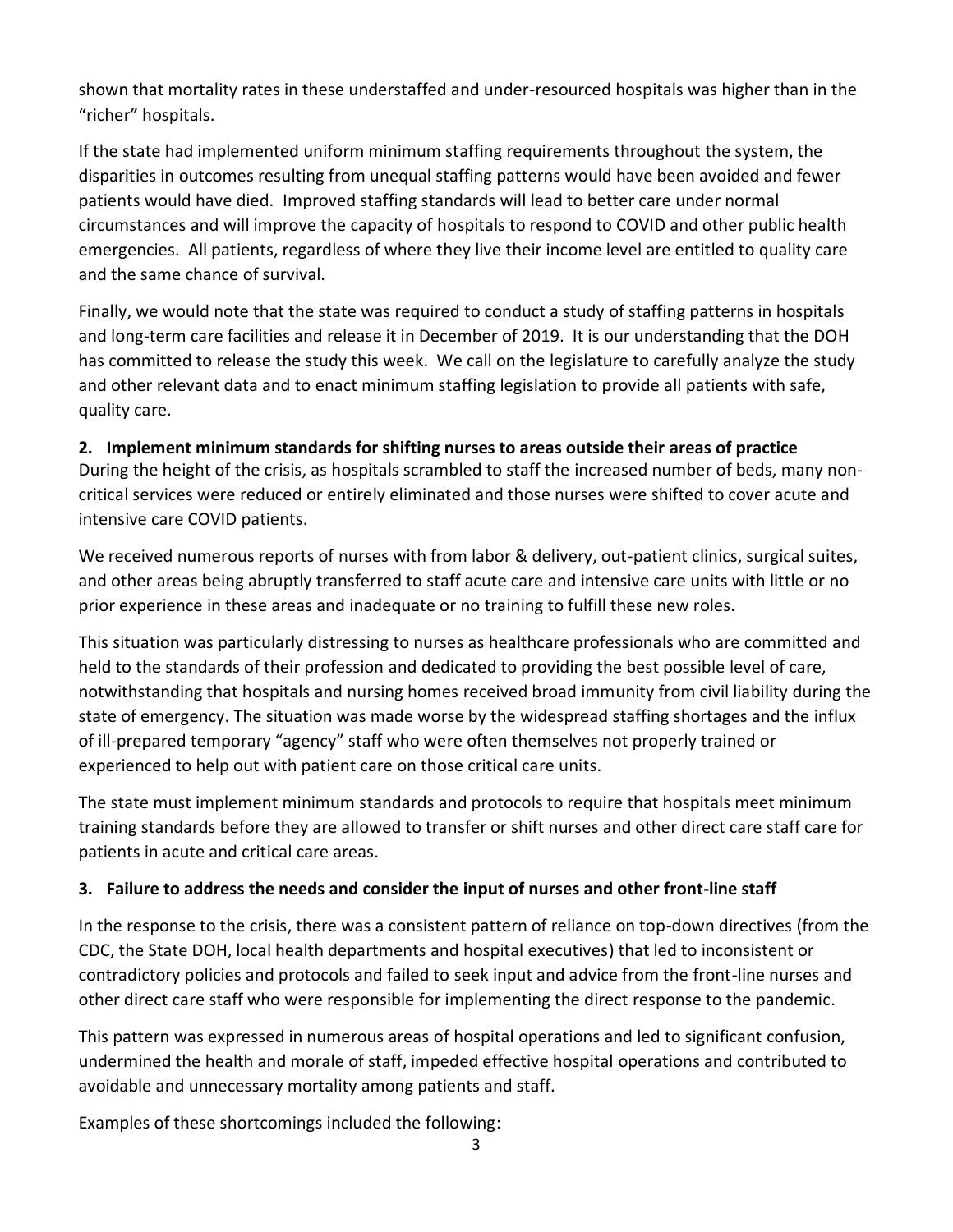shown that mortality rates in these understaffed and under-resourced hospitals was higher than in the "richer" hospitals.

If the state had implemented uniform minimum staffing requirements throughout the system, the disparities in outcomes resulting from unequal staffing patterns would have been avoided and fewer patients would have died. Improved staffing standards will lead to better care under normal circumstances and will improve the capacity of hospitals to respond to COVID and other public health emergencies. All patients, regardless of where they live their income level are entitled to quality care and the same chance of survival.

Finally, we would note that the state was required to conduct a study of staffing patterns in hospitals and long-term care facilities and release it in December of 2019. It is our understanding that the DOH has committed to release the study this week. We call on the legislature to carefully analyze the study and other relevant data and to enact minimum staffing legislation to provide all patients with safe, quality care.

**2. Implement minimum standards for shifting nurses to areas outside their areas of practice**

During the height of the crisis, as hospitals scrambled to staff the increased number of beds, many non-critical services were reduced or entirely eliminated and those nurses were shifted to cover acute and intensive care COVID patients.

We received numerous reports of nurses with from labor & delivery, out-patient clinics, surgical suites, and other areas being abruptly transferred to staff acute care and intensive care units with little or no prior experience in these areas and inadequate or no training to fulfill these new roles.

This situation was particularly distressing to nurses as healthcare professionals who are committed and held to the standards of their profession and dedicated to providing the best possible level of care, notwithstanding that hospitals and nursing homes received broad immunity from civil liability during the state of emergency. The situation was made worse by the widespread staffing shortages and the influx of ill-prepared temporary "agency" staff who were often themselves not properly trained or experienced to help out with patient care on those critical care units.

The state must implement minimum standards and protocols to require that hospitals meet minimum training standards before they are allowed to transfer or shift nurses and other direct care staff care for patients in acute and critical care areas.

**3. Failure to address the needs and consider the input of nurses and other front-line staff**

In the response to the crisis, there was a consistent pattern of reliance on top-down directives (from the CDC, the State DOH, local health departments and hospital executives) that led to inconsistent or contradictory policies and protocols and failed to seek input and advice from the front-line nurses and other direct care staff who were responsible for implementing the direct response to the pandemic.

This pattern was expressed in numerous areas of hospital operations and led to significant confusion, undermined the health and morale of staff, impeded effective hospital operations and contributed to avoidable and unnecessary mortality among patients and staff.

Examples of these shortcomings included the following: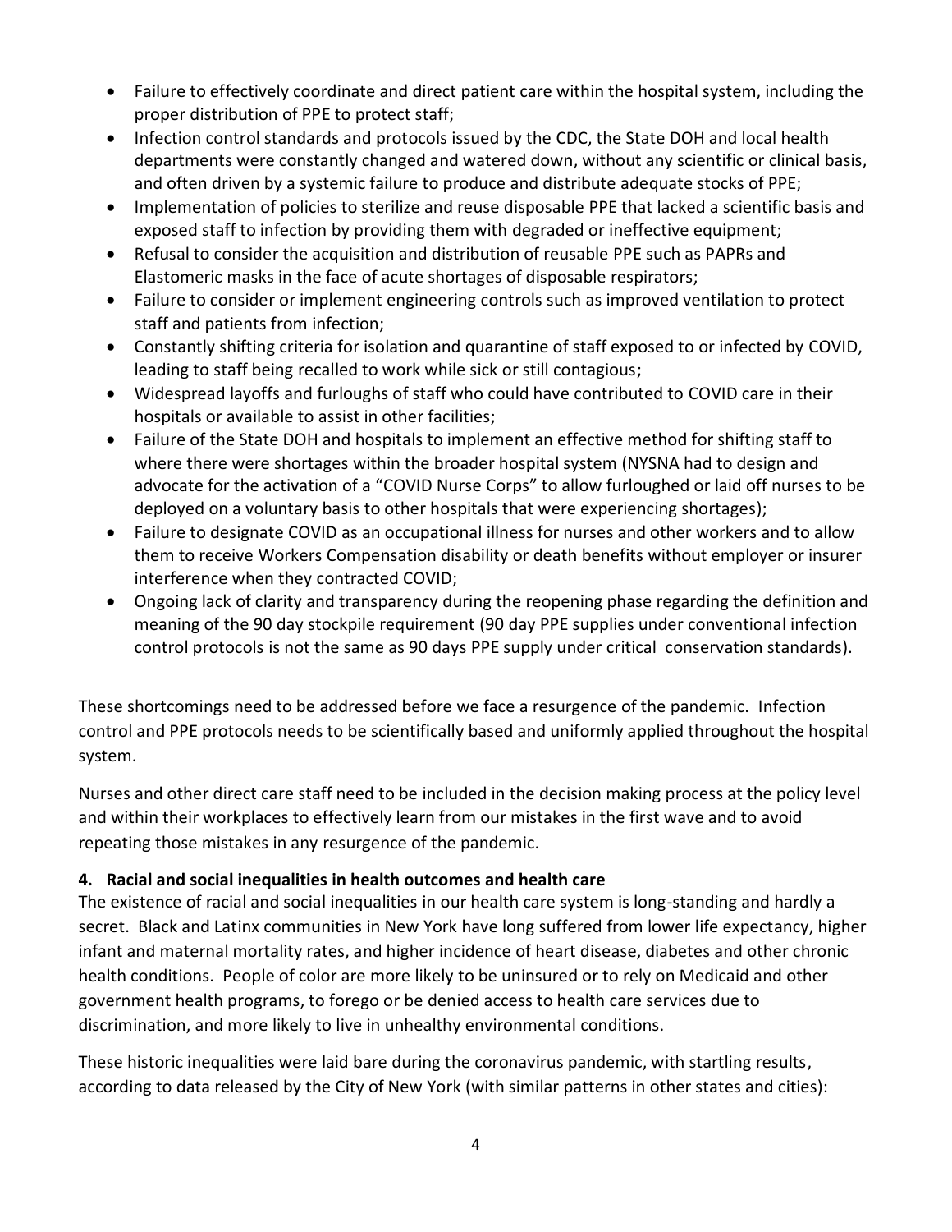- Failure to effectively coordinate and direct patient care within the hospital system, including the proper distribution of PPE to protect staff;
- Infection control standards and protocols issued by the CDC, the State DOH and local health departments were constantly changed and watered down, without any scientific or clinical basis, and often driven by a systemic failure to produce and distribute adequate stocks of PPE;
- Implementation of policies to sterilize and reuse disposable PPE that lacked a scientific basis and exposed staff to infection by providing them with degraded or ineffective equipment;
- Refusal to consider the acquisition and distribution of reusable PPE such as PAPRs and Elastomeric masks in the face of acute shortages of disposable respirators;
- Failure to consider or implement engineering controls such as improved ventilation to protect staff and patients from infection;
- Constantly shifting criteria for isolation and quarantine of staff exposed to or infected by COVID, leading to staff being recalled to work while sick or still contagious;
- Widespread layoffs and furloughs of staff who could have contributed to COVID care in their hospitals or available to assist in other facilities;
- Failure of the State DOH and hospitals to implement an effective method for shifting staff to where there were shortages within the broader hospital system (NYSNA had to design and advocate for the activation of a "COVID Nurse Corps" to allow furloughed or laid off nurses to be deployed on a voluntary basis to other hospitals that were experiencing shortages);
- Failure to designate COVID as an occupational illness for nurses and other workers and to allow them to receive Workers Compensation disability or death benefits without employer or insurer interference when they contracted COVID;
- Ongoing lack of clarity and transparency during the reopening phase regarding the definition and meaning of the 90 day stockpile requirement (90 day PPE supplies under conventional infection control protocols is not the same as 90 days PPE supply under critical conservation standards).

These shortcomings need to be addressed before we face a resurgence of the pandemic. Infection control and PPE protocols needs to be scientifically based and uniformly applied throughout the hospital system.

Nurses and other direct care staff need to be included in the decision making process at the policy level and within their workplaces to effectively learn from our mistakes in the first wave and to avoid repeating those mistakes in any resurgence of the pandemic.

**4. Racial and social inequalities in health outcomes and health care**

The existence of racial and social inequalities in our health care system is long-standing and hardly a secret. Black and Latinx communities in New York have long suffered from lower life expectancy, higher infant and maternal mortality rates, and higher incidence of heart disease, diabetes and other chronic health conditions. People of color are more likely to be uninsured or to rely on Medicaid and other government health programs, to forego or be denied access to health care services due to discrimination, and more likely to live in unhealthy environmental conditions.

These historic inequalities were laid bare during the coronavirus pandemic, with startling results, according to data released by the City of New York (with similar patterns in other states and cities):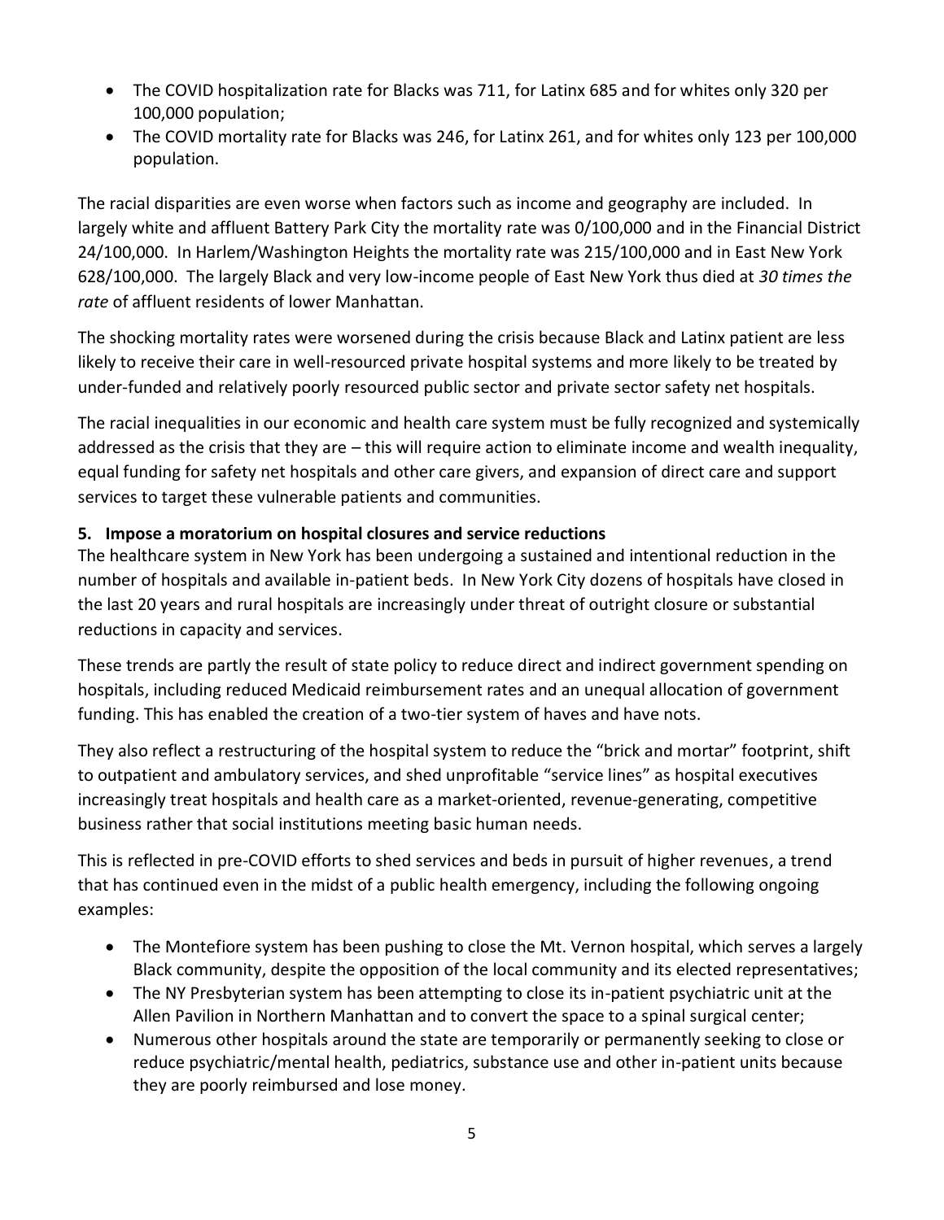- The COVID hospitalization rate for Blacks was 711, for Latinx 685 and for whites only 320 per 100,000 population;
- The COVID mortality rate for Blacks was 246, for Latinx 261, and for whites only 123 per 100,000 population.

The racial disparities are even worse when factors such as income and geography are included. In largely white and affluent Battery Park City the mortality rate was 0/100,000 and in the Financial District 24/100,000. In Harlem/Washington Heights the mortality rate was 215/100,000 and in East New York 628/100,000. The largely Black and very low-income people of East New York thus died at *30 times the rate* of affluent residents of lower Manhattan.

The shocking mortality rates were worsened during the crisis because Black and Latinx patient are less likely to receive their care in well-resourced private hospital systems and more likely to be treated by under-funded and relatively poorly resourced public sector and private sector safety net hospitals.

The racial inequalities in our economic and health care system must be fully recognized and systemically addressed as the crisis that they are – this will require action to eliminate income and wealth inequality, equal funding for safety net hospitals and other care givers, and expansion of direct care and support services to target these vulnerable patients and communities.

**5. Impose a moratorium on hospital closures and service reductions**

The healthcare system in New York has been undergoing a sustained and intentional reduction in the number of hospitals and available in-patient beds. In New York City dozens of hospitals have closed in the last 20 years and rural hospitals are increasingly under threat of outright closure or substantial reductions in capacity and services.

These trends are partly the result of state policy to reduce direct and indirect government spending on hospitals, including reduced Medicaid reimbursement rates and an unequal allocation of government funding. This has enabled the creation of a two-tier system of haves and have nots.

They also reflect a restructuring of the hospital system to reduce the "brick and mortar" footprint, shift to outpatient and ambulatory services, and shed unprofitable "service lines" as hospital executives increasingly treat hospitals and health care as a market-oriented, revenue-generating, competitive business rather that social institutions meeting basic human needs.

This is reflected in pre-COVID efforts to shed services and beds in pursuit of higher revenues, a trend that has continued even in the midst of a public health emergency, including the following ongoing examples:

- The Montefiore system has been pushing to close the Mt. Vernon hospital, which serves a largely Black community, despite the opposition of the local community and its elected representatives;
- The NY Presbyterian system has been attempting to close its in-patient psychiatric unit at the Allen Pavilion in Northern Manhattan and to convert the space to a spinal surgical center;
- Numerous other hospitals around the state are temporarily or permanently seeking to close or reduce psychiatric/mental health, pediatrics, substance use and other in-patient units because they are poorly reimbursed and lose money.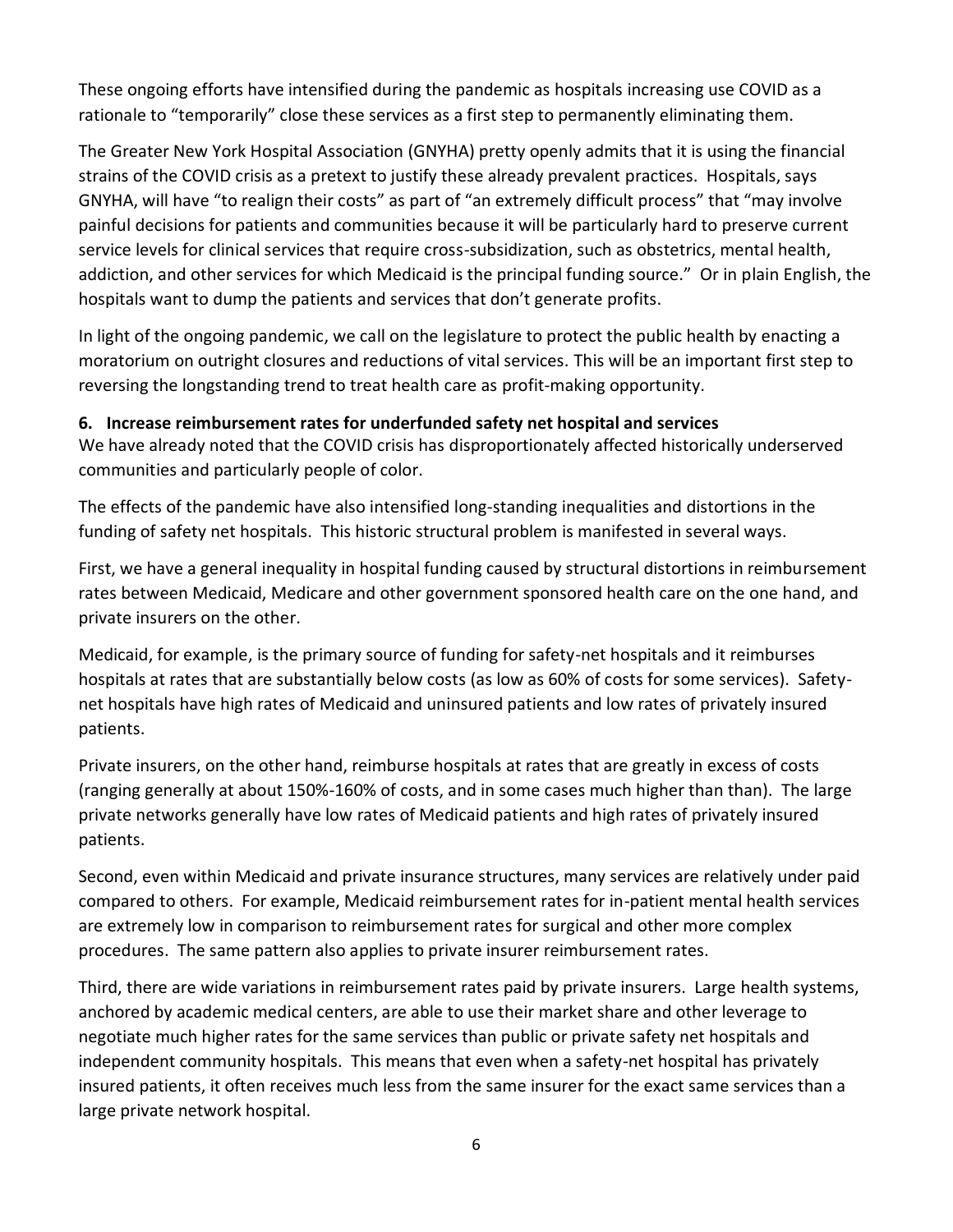These ongoing efforts have intensified during the pandemic as hospitals increasing use COVID as a rationale to "temporarily" close these services as a first step to permanently eliminating them.

The Greater New York Hospital Association (GNYHA) pretty openly admits that it is using the financial strains of the COVID crisis as a pretext to justify these already prevalent practices. Hospitals, says GNYHA, will have "to realign their costs" as part of "an extremely difficult process" that "may involve painful decisions for patients and communities because it will be particularly hard to preserve current service levels for clinical services that require cross-subsidization, such as obstetrics, mental health, addiction, and other services for which Medicaid is the principal funding source." Or in plain English, the hospitals want to dump the patients and services that don't generate profits.

In light of the ongoing pandemic, we call on the legislature to protect the public health by enacting a moratorium on outright closures and reductions of vital services. This will be an important first step to reversing the longstanding trend to treat health care as profit-making opportunity.

**6. Increase reimbursement rates for underfunded safety net hospital and services**

We have already noted that the COVID crisis has disproportionately affected historically underserved communities and particularly people of color.

The effects of the pandemic have also intensified long-standing inequalities and distortions in the funding of safety net hospitals. This historic structural problem is manifested in several ways.

First, we have a general inequality in hospital funding caused by structural distortions in reimbursement rates between Medicaid, Medicare and other government sponsored health care on the one hand, and private insurers on the other.

Medicaid, for example, is the primary source of funding for safety-net hospitals and it reimburses hospitals at rates that are substantially below costs (as low as 60% of costs for some services). Safety-net hospitals have high rates of Medicaid and uninsured patients and low rates of privately insured patients.

Private insurers, on the other hand, reimburse hospitals at rates that are greatly in excess of costs (ranging generally at about 150%-160% of costs, and in some cases much higher than than). The large private networks generally have low rates of Medicaid patients and high rates of privately insured patients.

Second, even within Medicaid and private insurance structures, many services are relatively under paid compared to others. For example, Medicaid reimbursement rates for in-patient mental health services are extremely low in comparison to reimbursement rates for surgical and other more complex procedures. The same pattern also applies to private insurer reimbursement rates.

Third, there are wide variations in reimbursement rates paid by private insurers. Large health systems, anchored by academic medical centers, are able to use their market share and other leverage to negotiate much higher rates for the same services than public or private safety net hospitals and independent community hospitals. This means that even when a safety-net hospital has privately insured patients, it often receives much less from the same insurer for the exact same services than a large private network hospital.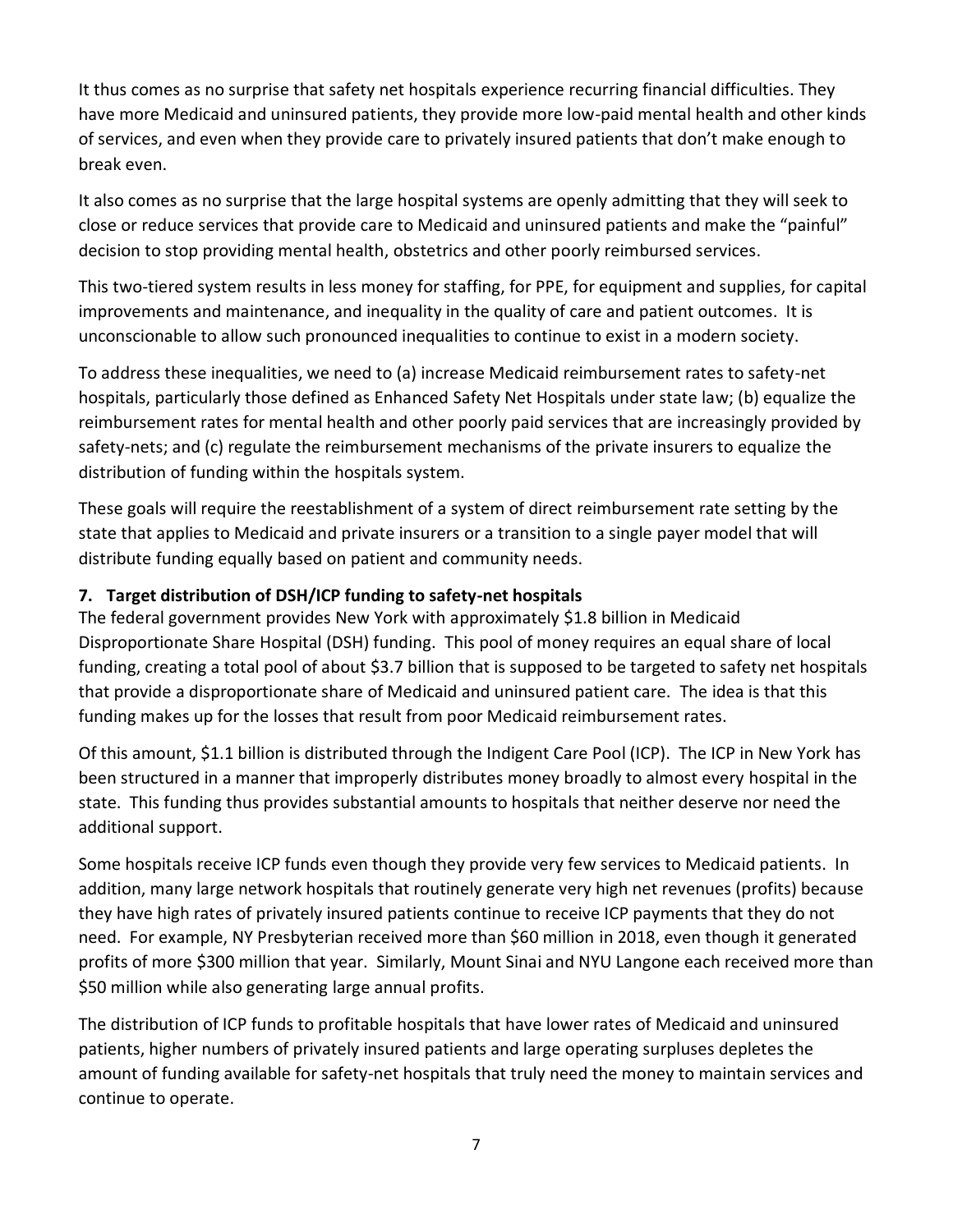It thus comes as no surprise that safety net hospitals experience recurring financial difficulties. They have more Medicaid and uninsured patients, they provide more low-paid mental health and other kinds of services, and even when they provide care to privately insured patients that don't make enough to break even.

It also comes as no surprise that the large hospital systems are openly admitting that they will seek to close or reduce services that provide care to Medicaid and uninsured patients and make the "painful" decision to stop providing mental health, obstetrics and other poorly reimbursed services.

This two-tiered system results in less money for staffing, for PPE, for equipment and supplies, for capital improvements and maintenance, and inequality in the quality of care and patient outcomes. It is unconscionable to allow such pronounced inequalities to continue to exist in a modern society.

To address these inequalities, we need to (a) increase Medicaid reimbursement rates to safety-net hospitals, particularly those defined as Enhanced Safety Net Hospitals under state law; (b) equalize the reimbursement rates for mental health and other poorly paid services that are increasingly provided by safety-nets; and (c) regulate the reimbursement mechanisms of the private insurers to equalize the distribution of funding within the hospitals system.

These goals will require the reestablishment of a system of direct reimbursement rate setting by the state that applies to Medicaid and private insurers or a transition to a single payer model that will distribute funding equally based on patient and community needs.

### 7. Target distribution of DSH/ICP funding to safety-net hospitals

The federal government provides New York with approximately $1.8 billion in Medicaid Disproportionate Share Hospital (DSH) funding. This pool of money requires an equal share of local funding, creating a total pool of about $3.7 billion that is supposed to be targeted to safety net hospitals that provide a disproportionate share of Medicaid and uninsured patient care. The idea is that this funding makes up for the losses that result from poor Medicaid reimbursement rates.

Of this amount, $1.1 billion is distributed through the Indigent Care Pool (ICP). The ICP in New York has been structured in a manner that improperly distributes money broadly to almost every hospital in the state. This funding thus provides substantial amounts to hospitals that neither deserve nor need the additional support.

Some hospitals receive ICP funds even though they provide very few services to Medicaid patients. In addition, many large network hospitals that routinely generate very high net revenues (profits) because they have high rates of privately insured patients continue to receive ICP payments that they do not need. For example, NY Presbyterian received more than $60 million in 2018, even though it generated profits of more $300 million that year. Similarly, Mount Sinai and NYU Langone each received more than $50 million while also generating large annual profits.

The distribution of ICP funds to profitable hospitals that have lower rates of Medicaid and uninsured patients, higher numbers of privately insured patients and large operating surpluses depletes the amount of funding available for safety-net hospitals that truly need the money to maintain services and continue to operate.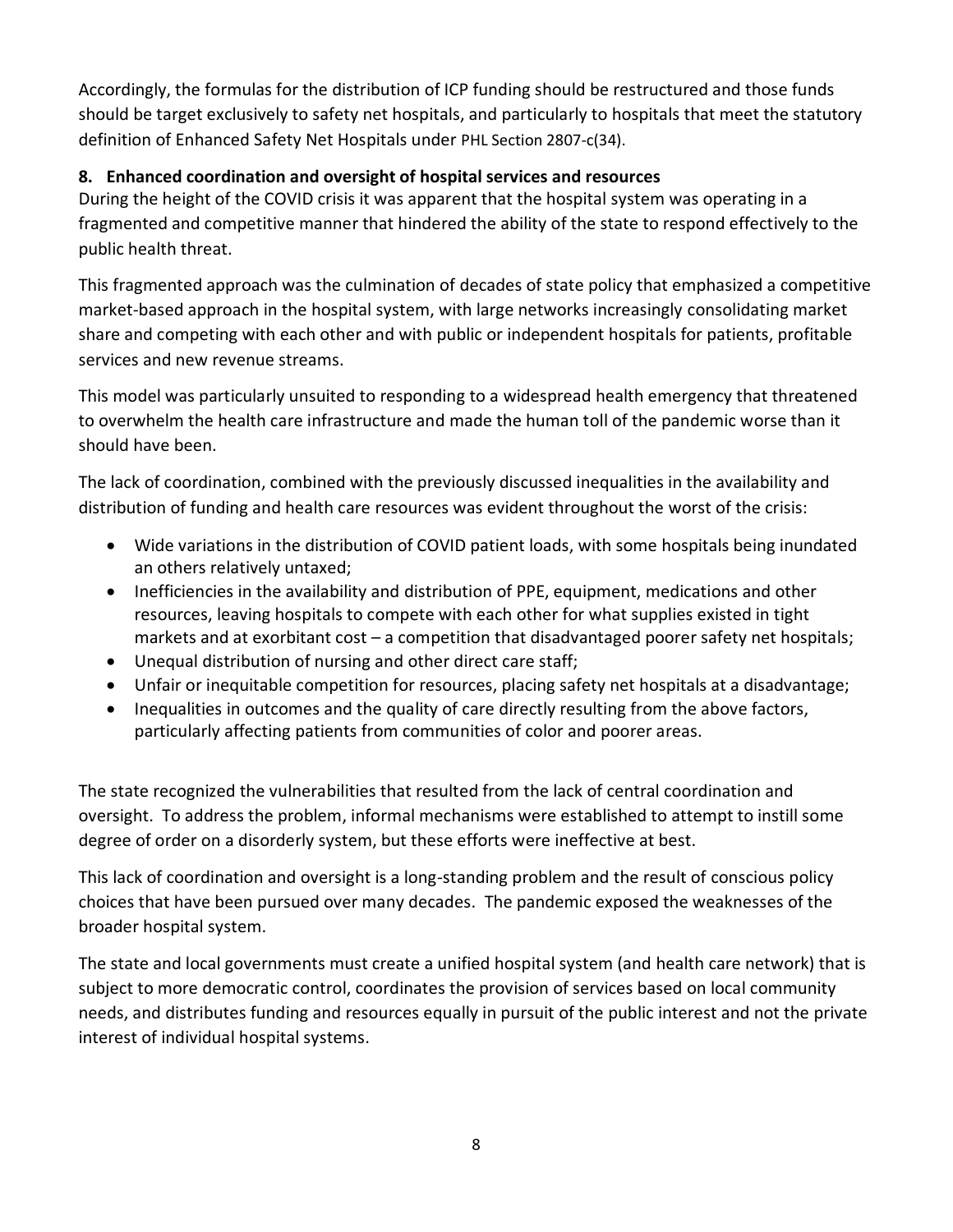Accordingly, the formulas for the distribution of ICP funding should be restructured and those funds should be target exclusively to safety net hospitals, and particularly to hospitals that meet the statutory definition of Enhanced Safety Net Hospitals under PHL Section 2807-c(34).

**8. Enhanced coordination and oversight of hospital services and resources**

During the height of the COVID crisis it was apparent that the hospital system was operating in a fragmented and competitive manner that hindered the ability of the state to respond effectively to the public health threat.

This fragmented approach was the culmination of decades of state policy that emphasized a competitive market-based approach in the hospital system, with large networks increasingly consolidating market share and competing with each other and with public or independent hospitals for patients, profitable services and new revenue streams.

This model was particularly unsuited to responding to a widespread health emergency that threatened to overwhelm the health care infrastructure and made the human toll of the pandemic worse than it should have been.

The lack of coordination, combined with the previously discussed inequalities in the availability and distribution of funding and health care resources was evident throughout the worst of the crisis:

- Wide variations in the distribution of COVID patient loads, with some hospitals being inundated an others relatively untaxed;
- Inefficiencies in the availability and distribution of PPE, equipment, medications and other resources, leaving hospitals to compete with each other for what supplies existed in tight markets and at exorbitant cost – a competition that disadvantaged poorer safety net hospitals;
- Unequal distribution of nursing and other direct care staff;
- Unfair or inequitable competition for resources, placing safety net hospitals at a disadvantage;
- Inequalities in outcomes and the quality of care directly resulting from the above factors, particularly affecting patients from communities of color and poorer areas.

The state recognized the vulnerabilities that resulted from the lack of central coordination and oversight. To address the problem, informal mechanisms were established to attempt to instill some degree of order on a disorderly system, but these efforts were ineffective at best.

This lack of coordination and oversight is a long-standing problem and the result of conscious policy choices that have been pursued over many decades. The pandemic exposed the weaknesses of the broader hospital system.

The state and local governments must create a unified hospital system (and health care network) that is subject to more democratic control, coordinates the provision of services based on local community needs, and distributes funding and resources equally in pursuit of the public interest and not the private interest of individual hospital systems.